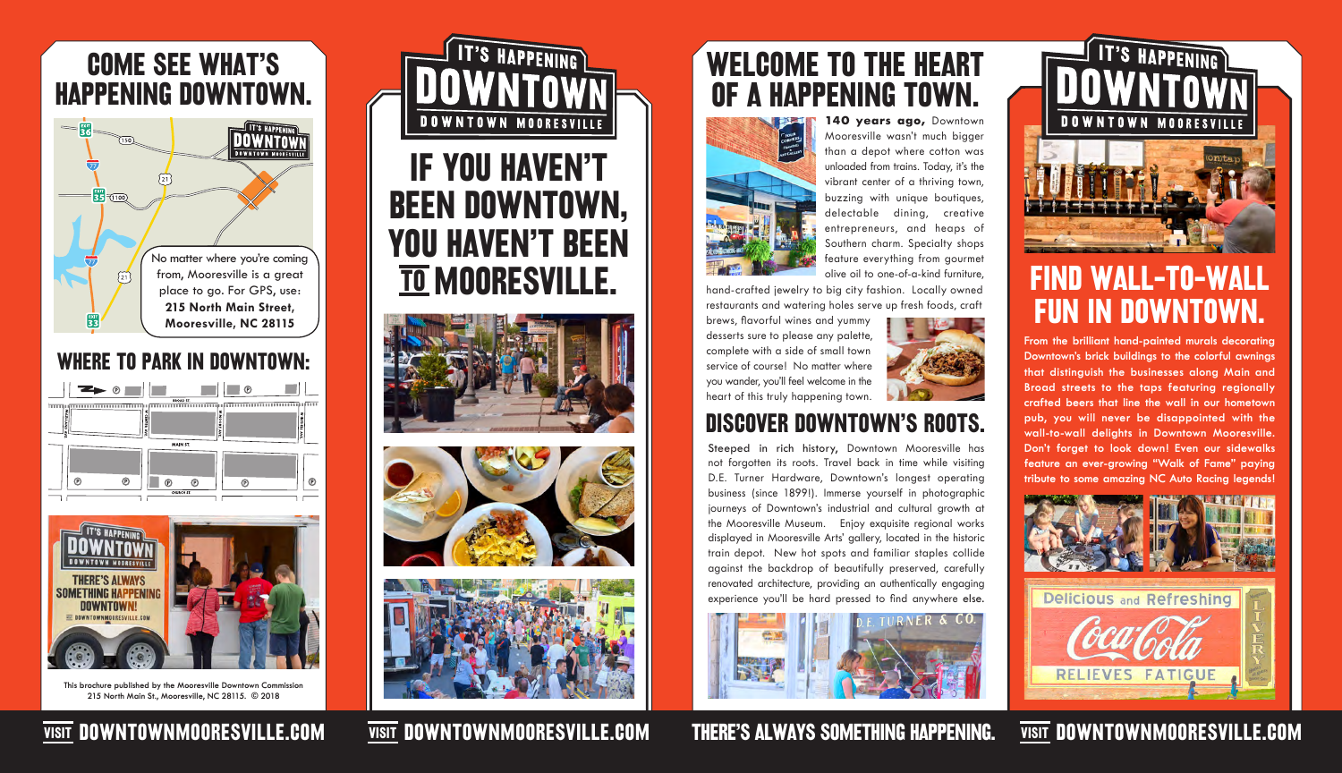# COME SEE WHAT'S HAPPENING DOWNTOWN.

No matter where you're coming from, Mooresville is a great place to go. For GPS, use: **215 North Main Street, Mooresville, NC 28115**

## WHERE TO PARK IN DOWNTOWN:

This brochure published by the Mooresville Downtown Commission 215 North Main St., Mooresville, NC 28115. © 2018

VISIT DOWNTOWNMOORESVILLE.COM

# IT'S HAPPENING DOWNTOWN

DOWNTOWN MOORESVILLE

## IF YOU HAVEN'T BEEN DOWNTOWN, YOU HAVEN'T BEEN TO MOORESVILLE.

VISIT DOWNTOWNMOORESVILLE.COM

# WELCOME TO THE HEART OF A HAPPENING TOWN.

**140 years ago,** Downtown Mooresville wasn't much bigger than a depot where cotton was unloaded from trains. Today, it's the vibrant center of a thriving town, buzzing with unique boutiques, delectable dining, creative entrepreneurs, and heaps of Southern charm. Specialty shops feature everything from gourmet olive oil to one-of-a-kind furniture, hand-crafted jewelry to big city fashion. Locally owned restaurants and watering holes serve up fresh foods, craft brews, flavorful wines and yummy desserts sure to please any palette, complete with a side of small town service of course! No matter where you wander, you'll feel welcome in the heart of this truly happening town.

## DISCOVER DOWNTOWN'S ROOTS.

Steeped in rich history, Downtown Mooresville has not forgotten its roots. Travel back in time while visiting D.E. Turner Hardware, Downtown's longest operating business (since 1899!). Immerse yourself in photographic journeys of Downtown's industrial and cultural growth at the Mooresville Museum. Enjoy exquisite regional works displayed in Mooresville Arts' gallery, located in the historic train depot. New hot spots and familiar staples collide against the backdrop of beautifully preserved, carefully renovated architecture, providing an authentically engaging experience you'll be hard pressed to find anywhere else.

THERE'S ALWAYS SOMETHING HAPPENING.

# IT'S HAPPENING DOWNTOWN

DOWNTOWN MOORESVILLE

## FIND WALL-TO-WALL FUN IN DOWNTOWN.

**From the brilliant hand-painted murals decorating Downtown's brick buildings to the colorful awnings that distinguish the businesses along Main and Broad streets to the taps featuring regionally crafted beers that line the wall in our hometown pub, you will never be disappointed with the wall-to-wall delights in Downtown Mooresville. Don't forget to look down! Even our sidewalks feature an ever-growing "Walk of Fame" paying tribute to some amazing NC Auto Racing legends!**

VISIT DOWNTOWNMOORESVILLE.COM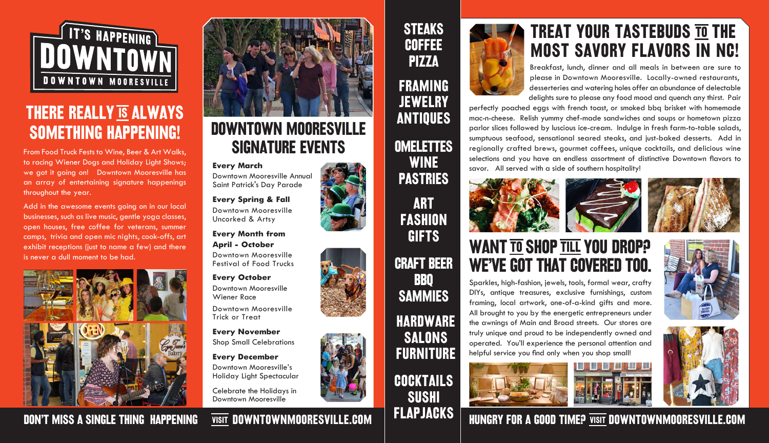# IT'S HAPPENING DOWNTOWN

DOWNTOWN MOORESVILLE

## THERE REALLY IS ALWAYS SOMETHING HAPPENING!

From Food Truck Fests to Wine, Beer & Art Walks, to racing Wiener Dogs and Holiday Light Shows; we got it going on! Downtown Mooresville has an array of entertaining signature happenings throughout the year.

Add in the awesome events going on in our local businesses, such as live music, gentle yoga classes, open houses, free coffee for veterans, summer camps, trivia and open mic nights, cook-offs, art exhibit receptions (just to name a few) and there is never a dull moment to be had.

## DOWNTOWN MOORESVILLE SIGNATURE EVENTS

**Every March**
Downtown Mooresville Annual Saint Patrick's Day Parade

**Every Spring & Fall**
Downtown Mooresville Uncorked & Artsy

**Every Month from April - October**
Downtown Mooresville Festival of Food Trucks

**Every October**
Downtown Mooresville Wiener Race

Downtown Mooresville Trick or Treat

**Every November**
Shop Small Celebrations

**Every December**
Downtown Mooresville's Holiday Light Spectacular

Celebrate the Holidays in Downtown Mooresville

DON'T MISS A SINGLE THING HAPPENING VISIT DOWNTOWNMOORESVILLE.COM

STEAKS
COFFEE
PIZZA

FRAMING
JEWELRY
ANTIQUES

OMELETTES
WINE
PASTRIES

ART
FASHION
GIFTS

CRAFT BEER
BBQ
SAMMIES

HARDWARE
SALONS
FURNITURE

COCKTAILS
SUSHI
FLAPJACKS

## TREAT YOUR TASTEBUDS TO THE MOST SAVORY FLAVORS IN NC!

Breakfast, lunch, dinner and all meals in between are sure to please in Downtown Mooresville. Locally-owned restaurants, desserteries and watering holes offer an abundance of delectable delights sure to please any food mood and quench any thirst. Pair perfectly poached eggs with french toast, or smoked bbq brisket with homemade mac-n-cheese. Relish yummy chef-made sandwiches and soups or hometown pizza parlor slices followed by luscious ice-cream. Indulge in fresh farm-to-table salads, sumptuous seafood, sensational seared steaks, and just-baked desserts. Add in regionally crafted brews, gourmet coffees, unique cocktails, and delicious wine selections and you have an endless assortment of distinctive Downtown flavors to savor. All served with a side of southern hospitality!

## WANT TO SHOP TILL YOU DROP? WE'VE GOT THAT COVERED TOO.

Sparkles, high-fashion, jewels, tools, formal wear, crafty DIYs, antique treasures, exclusive furnishings, custom framing, local artwork, one-of-a-kind gifts and more. All brought to you by the energetic entrepreneurs under the awnings of Main and Broad streets. Our stores are truly unique and proud to be independently owned and operated. You'll experience the personal attention and helpful service you find only when you shop small!

HUNGRY FOR A GOOD TIME? VISIT DOWNTOWNMOORESVILLE.COM